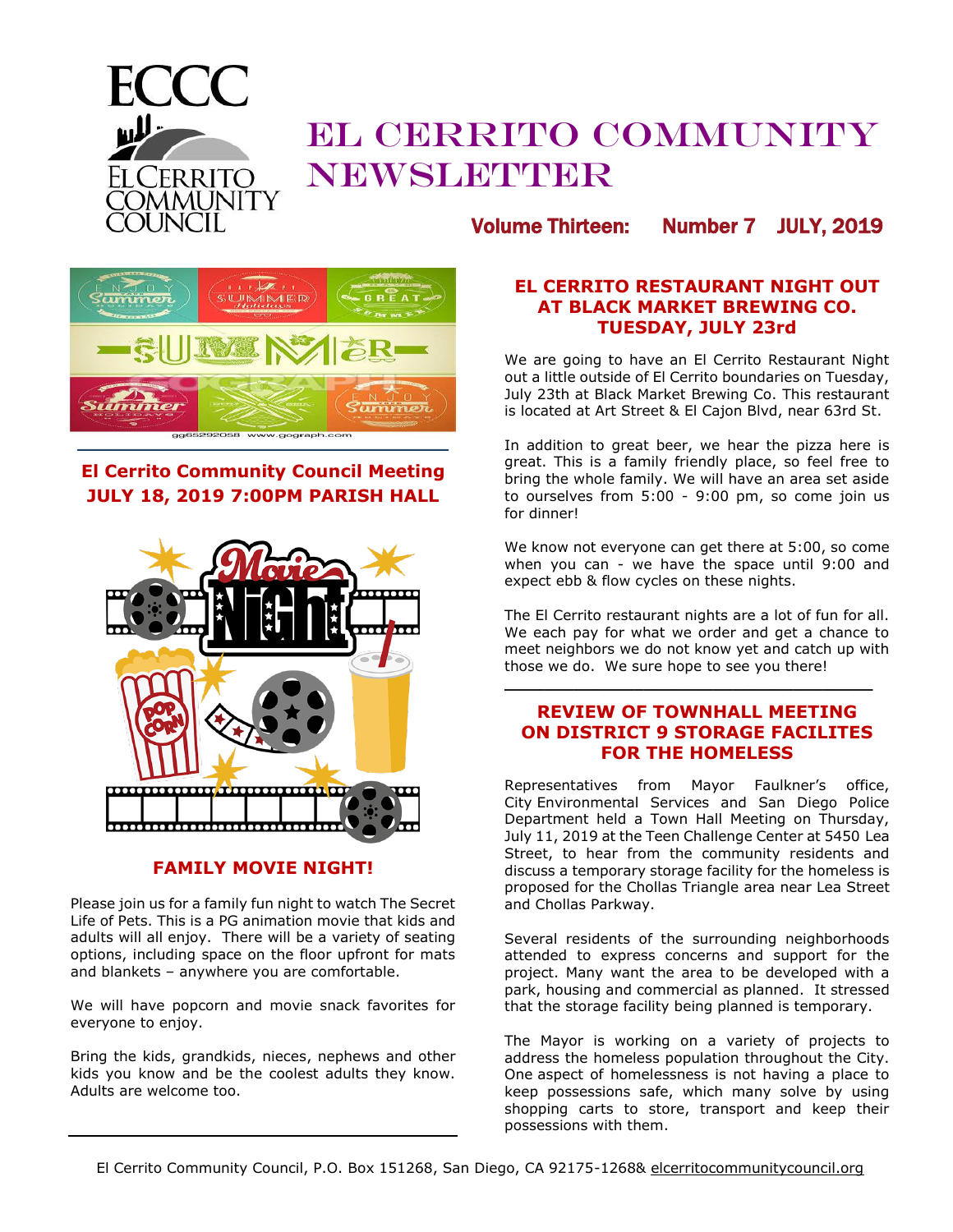# EL CERRITO COMMUNITY NEWSLETTER

ECCC
EL CERRITO COMMUNITY COUNCIL

**Volume Thirteen: Number 7 JULY, 2019**

## El Cerrito Community Council Meeting JULY 18, 2019 7:00PM PARISH HALL

## FAMILY MOVIE NIGHT!

Please join us for a family fun night to watch The Secret Life of Pets. This is a PG animation movie that kids and adults will all enjoy. There will be a variety of seating options, including space on the floor upfront for mats and blankets – anywhere you are comfortable.

We will have popcorn and movie snack favorites for everyone to enjoy.

Bring the kids, grandkids, nieces, nephews and other kids you know and be the coolest adults they know. Adults are welcome too.

## EL CERRITO RESTAURANT NIGHT OUT AT BLACK MARKET BREWING CO. TUESDAY, JULY 23rd

We are going to have an El Cerrito Restaurant Night out a little outside of El Cerrito boundaries on Tuesday, July 23th at Black Market Brewing Co. This restaurant is located at Art Street & El Cajon Blvd, near 63rd St.

In addition to great beer, we hear the pizza here is great. This is a family friendly place, so feel free to bring the whole family. We will have an area set aside to ourselves from 5:00 - 9:00 pm, so come join us for dinner!

We know not everyone can get there at 5:00, so come when you can - we have the space until 9:00 and expect ebb & flow cycles on these nights.

The El Cerrito restaurant nights are a lot of fun for all. We each pay for what we order and get a chance to meet neighbors we do not know yet and catch up with those we do. We sure hope to see you there!

## REVIEW OF TOWNHALL MEETING ON DISTRICT 9 STORAGE FACILITES FOR THE HOMELESS

Representatives from Mayor Faulkner's office, City Environmental Services and San Diego Police Department held a Town Hall Meeting on Thursday, July 11, 2019 at the Teen Challenge Center at 5450 Lea Street, to hear from the community residents and discuss a temporary storage facility for the homeless is proposed for the Chollas Triangle area near Lea Street and Chollas Parkway.

Several residents of the surrounding neighborhoods attended to express concerns and support for the project. Many want the area to be developed with a park, housing and commercial as planned. It stressed that the storage facility being planned is temporary.

The Mayor is working on a variety of projects to address the homeless population throughout the City. One aspect of homelessness is not having a place to keep possessions safe, which many solve by using shopping carts to store, transport and keep their possessions with them.

El Cerrito Community Council, P.O. Box 151268, San Diego, CA 92175-1268& elcerritocommunitycouncil.org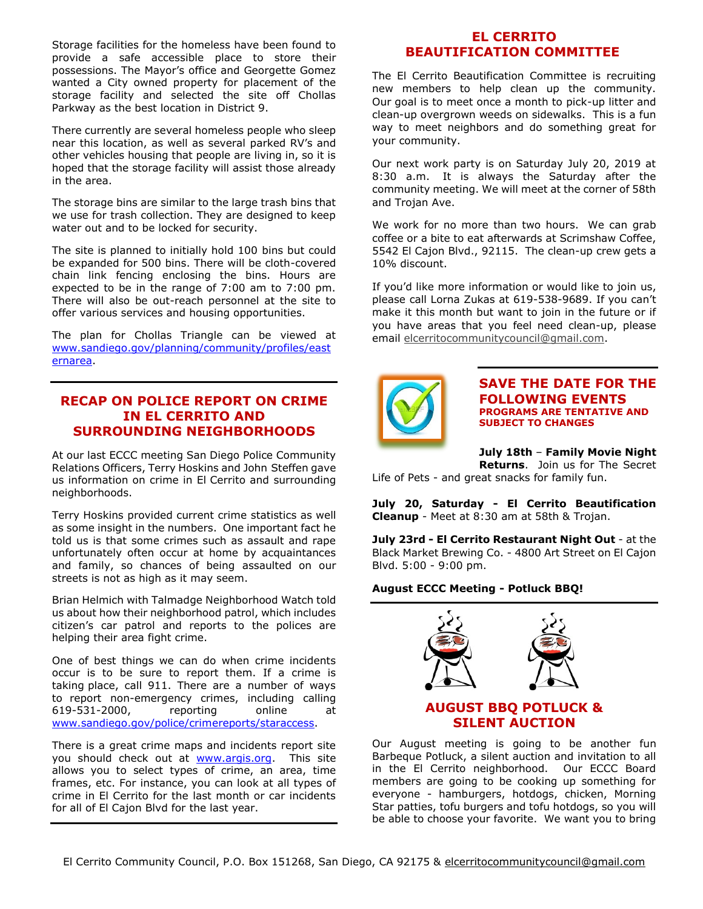Storage facilities for the homeless have been found to provide a safe accessible place to store their possessions. The Mayor's office and Georgette Gomez wanted a City owned property for placement of the storage facility and selected the site off Chollas Parkway as the best location in District 9.

There currently are several homeless people who sleep near this location, as well as several parked RV's and other vehicles housing that people are living in, so it is hoped that the storage facility will assist those already in the area.

The storage bins are similar to the large trash bins that we use for trash collection. They are designed to keep water out and to be locked for security.

The site is planned to initially hold 100 bins but could be expanded for 500 bins. There will be cloth-covered chain link fencing enclosing the bins. Hours are expected to be in the range of 7:00 am to 7:00 pm. There will also be out-reach personnel at the site to offer various services and housing opportunities.

The plan for Chollas Triangle can be viewed at www.sandiego.gov/planning/community/profiles/eastern area.

## RECAP ON POLICE REPORT ON CRIME IN EL CERRITO AND SURROUNDING NEIGHBORHOODS

At our last ECCC meeting San Diego Police Community Relations Officers, Terry Hoskins and John Steffen gave us information on crime in El Cerrito and surrounding neighborhoods.

Terry Hoskins provided current crime statistics as well as some insight in the numbers. One important fact he told us is that some crimes such as assault and rape unfortunately often occur at home by acquaintances and family, so chances of being assaulted on our streets is not as high as it may seem.

Brian Helmich with Talmadge Neighborhood Watch told us about how their neighborhood patrol, which includes citizen's car patrol and reports to the polices are helping their area fight crime.

One of best things we can do when crime incidents occur is to be sure to report them. If a crime is taking place, call 911. There are a number of ways to report non-emergency crimes, including calling 619-531-2000, reporting online at www.sandiego.gov/police/crimereports/staraccess.

There is a great crime maps and incidents report site you should check out at www.argis.org. This site allows you to select types of crime, an area, time frames, etc. For instance, you can look at all types of crime in El Cerrito for the last month or car incidents for all of El Cajon Blvd for the last year.

## EL CERRITO BEAUTIFICATION COMMITTEE

The El Cerrito Beautification Committee is recruiting new members to help clean up the community. Our goal is to meet once a month to pick-up litter and clean-up overgrown weeds on sidewalks. This is a fun way to meet neighbors and do something great for your community.

Our next work party is on Saturday July 20, 2019 at 8:30 a.m. It is always the Saturday after the community meeting. We will meet at the corner of 58th and Trojan Ave.

We work for no more than two hours. We can grab coffee or a bite to eat afterwards at Scrimshaw Coffee, 5542 El Cajon Blvd., 92115. The clean-up crew gets a 10% discount.

If you'd like more information or would like to join us, please call Lorna Zukas at 619-538-9689. If you can't make it this month but want to join in the future or if you have areas that you feel need clean-up, please email elcerritocommunitycouncil@gmail.com.

## SAVE THE DATE FOR THE FOLLOWING EVENTS

**PROGRAMS ARE TENTATIVE AND SUBJECT TO CHANGES**

**July 18th** – **Family Movie Night Returns**. Join us for The Secret Life of Pets - and great snacks for family fun.

**July 20, Saturday - El Cerrito Beautification Cleanup** - Meet at 8:30 am at 58th & Trojan.

**July 23rd - El Cerrito Restaurant Night Out** - at the Black Market Brewing Co. - 4800 Art Street on El Cajon Blvd. 5:00 - 9:00 pm.

**August ECCC Meeting - Potluck BBQ!**

## AUGUST BBQ POTLUCK & SILENT AUCTION

Our August meeting is going to be another fun Barbeque Potluck, a silent auction and invitation to all in the El Cerrito neighborhood. Our ECCC Board members are going to be cooking up something for everyone - hamburgers, hotdogs, chicken, Morning Star patties, tofu burgers and tofu hotdogs, so you will be able to choose your favorite. We want you to bring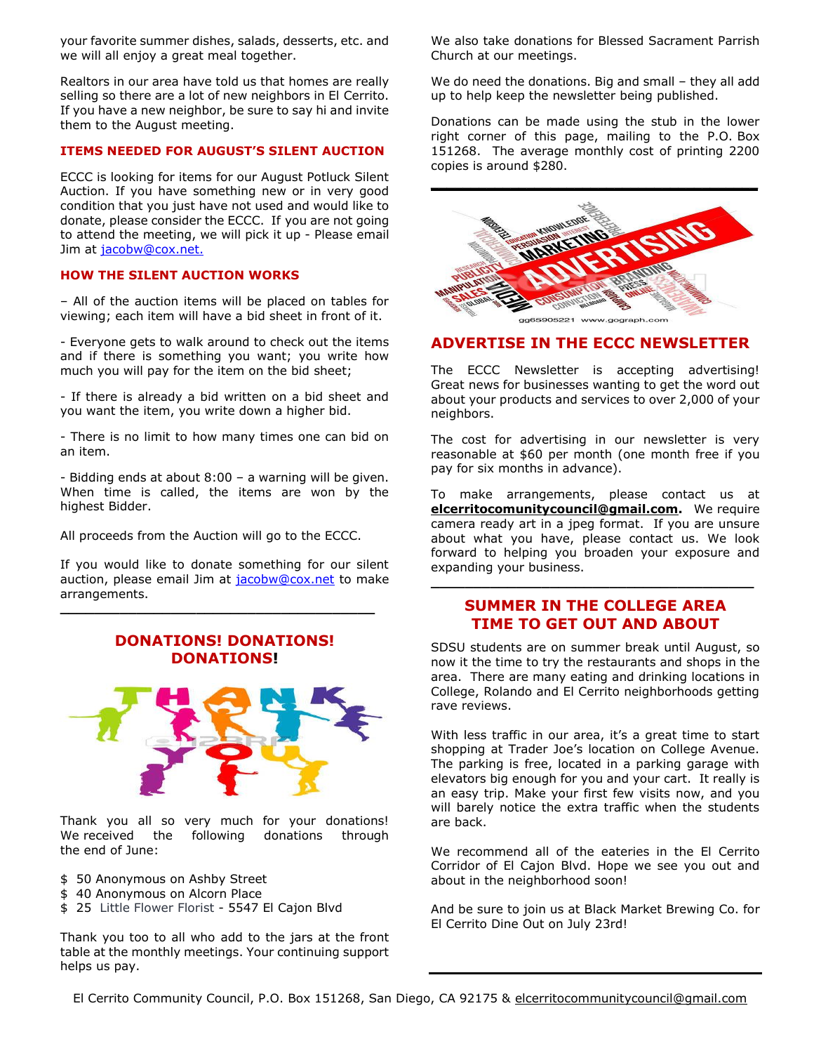your favorite summer dishes, salads, desserts, etc. and we will all enjoy a great meal together.

Realtors in our area have told us that homes are really selling so there are a lot of new neighbors in El Cerrito. If you have a new neighbor, be sure to say hi and invite them to the August meeting.

### ITEMS NEEDED FOR AUGUST'S SILENT AUCTION

ECCC is looking for items for our August Potluck Silent Auction. If you have something new or in very good condition that you just have not used and would like to donate, please consider the ECCC. If you are not going to attend the meeting, we will pick it up - Please email Jim at jacobw@cox.net.

### HOW THE SILENT AUCTION WORKS

– All of the auction items will be placed on tables for viewing; each item will have a bid sheet in front of it.

- Everyone gets to walk around to check out the items and if there is something you want; you write how much you will pay for the item on the bid sheet;

- If there is already a bid written on a bid sheet and you want the item, you write down a higher bid.

- There is no limit to how many times one can bid on an item.

- Bidding ends at about 8:00 – a warning will be given. When time is called, the items are won by the highest Bidder.

All proceeds from the Auction will go to the ECCC.

If you would like to donate something for our silent auction, please email Jim at jacobw@cox.net to make arrangements.

---

## DONATIONS! DONATIONS! DONATIONS!

Thank you all so very much for your donations! We received the following donations through the end of June:

- $ 50 Anonymous on Ashby Street
- $ 40 Anonymous on Alcorn Place
- $ 25 Little Flower Florist - 5547 El Cajon Blvd

Thank you too to all who add to the jars at the front table at the monthly meetings. Your continuing support helps us pay.

We also take donations for Blessed Sacrament Parish Church at our meetings.

We do need the donations. Big and small – they all add up to help keep the newsletter being published.

Donations can be made using the stub in the lower right corner of this page, mailing to the P.O. Box 151268. The average monthly cost of printing 2200 copies is around $280.

---

## ADVERTISE IN THE ECCC NEWSLETTER

The ECCC Newsletter is accepting advertising! Great news for businesses wanting to get the word out about your products and services to over 2,000 of your neighbors.

The cost for advertising in our newsletter is very reasonable at $60 per month (one month free if you pay for six months in advance).

To make arrangements, please contact us at **elcerritocomunitycouncil@gmail.com.** We require camera ready art in a jpeg format. If you are unsure about what you have, please contact us. We look forward to helping you broaden your exposure and expanding your business.

---

## SUMMER IN THE COLLEGE AREA TIME TO GET OUT AND ABOUT

SDSU students are on summer break until August, so now it the time to try the restaurants and shops in the area. There are many eating and drinking locations in College, Rolando and El Cerrito neighborhoods getting rave reviews.

With less traffic in our area, it's a great time to start shopping at Trader Joe's location on College Avenue. The parking is free, located in a parking garage with elevators big enough for you and your cart. It really is an easy trip. Make your first few visits now, and you will barely notice the extra traffic when the students are back.

We recommend all of the eateries in the El Cerrito Corridor of El Cajon Blvd. Hope we see you out and about in the neighborhood soon!

And be sure to join us at Black Market Brewing Co. for El Cerrito Dine Out on July 23rd!

---

El Cerrito Community Council, P.O. Box 151268, San Diego, CA 92175 & elcerritocommunitycouncil@gmail.com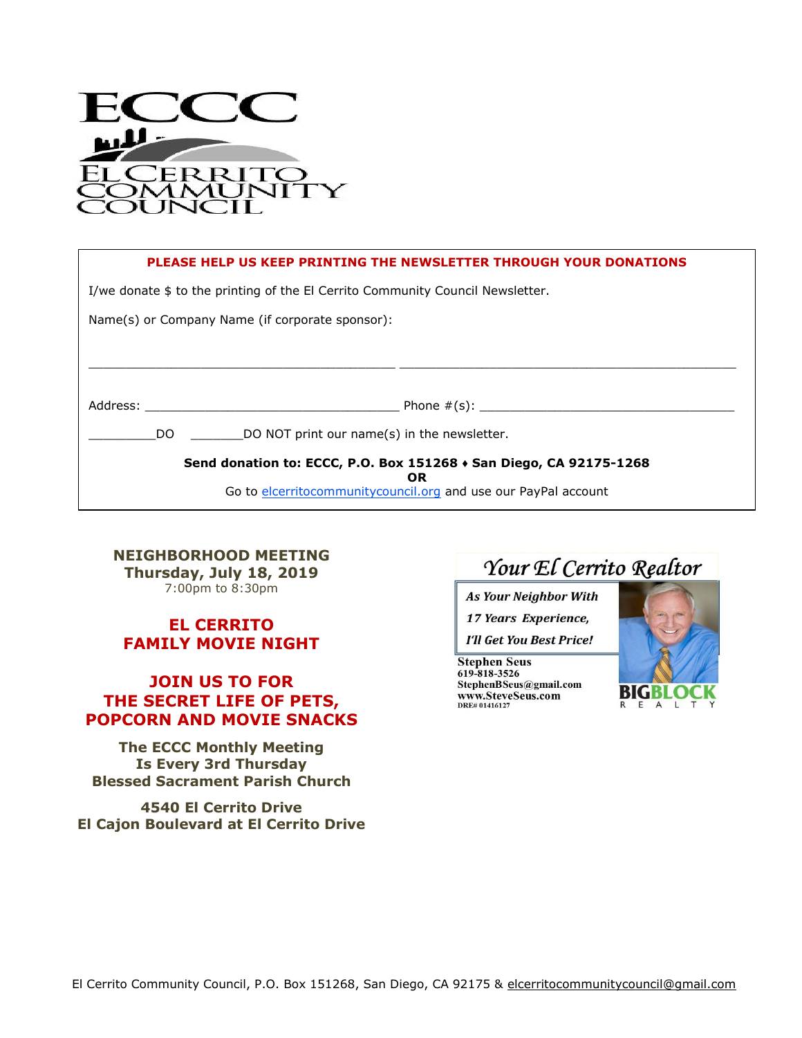ECCC

EL CERRITO COMMUNITY COUNCIL

**PLEASE HELP US KEEP PRINTING THE NEWSLETTER THROUGH YOUR DONATIONS**

I/we donate $ to the printing of the El Cerrito Community Council Newsletter.

Name(s) or Company Name (if corporate sponsor):

\_\_\_\_\_\_\_\_\_\_\_\_\_\_\_\_\_\_\_\_\_\_\_\_\_\_\_\_\_\_\_\_\_\_\_\_\_\_\_\_ \_\_\_\_\_\_\_\_\_\_\_\_\_\_\_\_\_\_\_\_\_\_\_\_\_\_\_\_\_\_\_\_\_\_\_\_\_\_\_\_\_\_\_\_

Address: \_\_\_\_\_\_\_\_\_\_\_\_\_\_\_\_\_\_\_\_\_\_\_\_\_\_\_\_\_\_\_\_\_\_ Phone #(s): \_\_\_\_\_\_\_\_\_\_\_\_\_\_\_\_\_\_\_\_\_\_\_\_\_\_\_\_\_\_\_\_\_\_

\_\_\_\_\_\_\_\_\_DO \_\_\_\_\_\_\_DO NOT print our name(s) in the newsletter.

**Send donation to: ECCC, P.O. Box 151268 ♦ San Diego, CA 92175-1268**
**OR**
Go to elcerritocommunitycouncil.org and use our PayPal account

**NEIGHBORHOOD MEETING**
**Thursday, July 18, 2019**
7:00pm to 8:30pm

**EL CERRITO FAMILY MOVIE NIGHT**

**JOIN US TO FOR THE SECRET LIFE OF PETS, POPCORN AND MOVIE SNACKS**

**The ECCC Monthly Meeting Is Every 3rd Thursday**
**Blessed Sacrament Parish Church**

**4540 El Cerrito Drive**
**El Cajon Boulevard at El Cerrito Drive**

*Your El Cerrito Realtor*

***As Your Neighbor With 17 Years Experience, I'll Get You Best Price!***

**Stephen Seus**
619-818-3526
StephenBSeus@gmail.com
www.SteveSeus.com
DRE# 01416127

BIGBLOCK REALTY

El Cerrito Community Council, P.O. Box 151268, San Diego, CA 92175 & elcerritocommunitycouncil@gmail.com